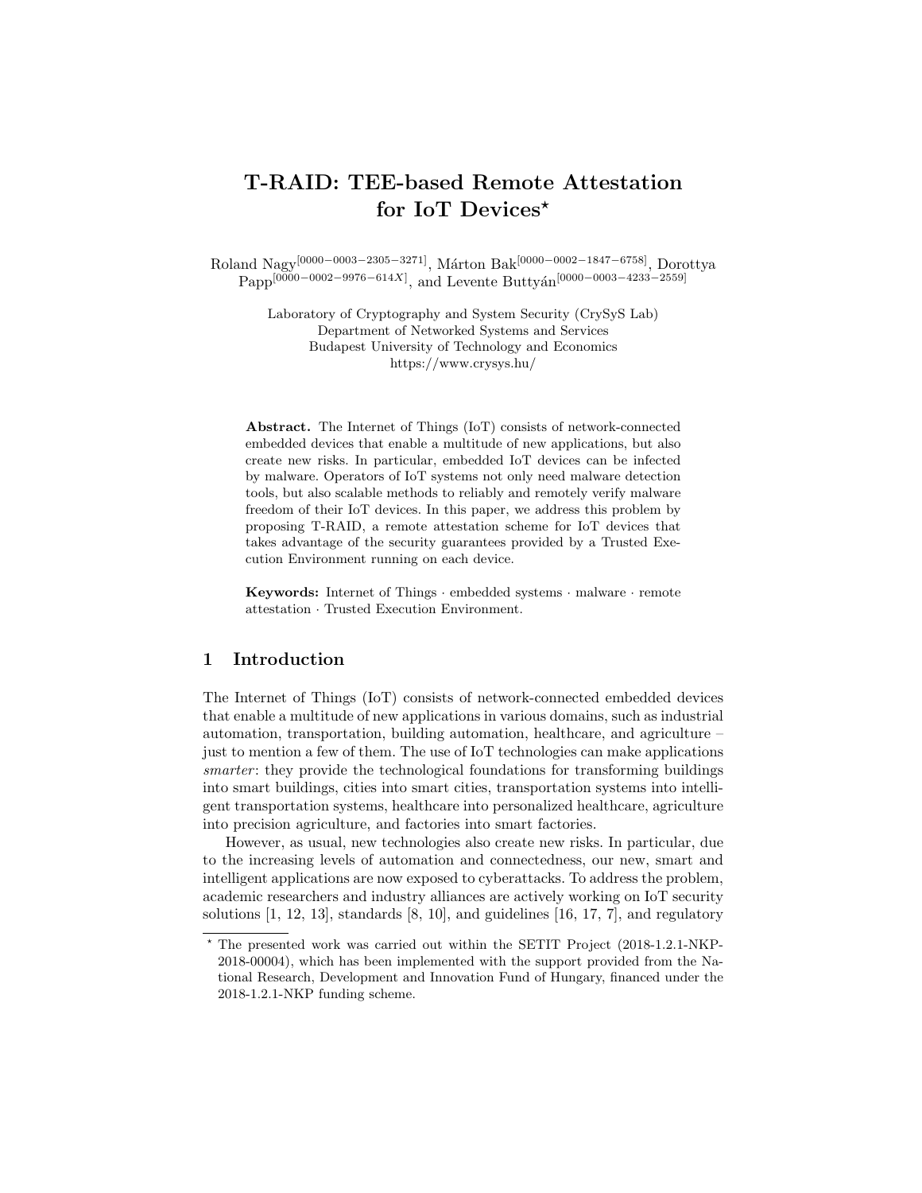# T-RAID: TEE-based Remote Attestation for IoT Devices*

Roland Nagy[0000-0003-2305-3271], Márton Bak[0000-0002-1847-6758], Dorottya Papp[0000-0002-9976-614X], and Levente Buttyán[0000-0003-4233-2559]

Laboratory of Cryptography and System Security (CrySyS Lab)
Department of Networked Systems and Services
Budapest University of Technology and Economics
https://www.crysys.hu/

**Abstract.** The Internet of Things (IoT) consists of network-connected embedded devices that enable a multitude of new applications, but also create new risks. In particular, embedded IoT devices can be infected by malware. Operators of IoT systems not only need malware detection tools, but also scalable methods to reliably and remotely verify malware freedom of their IoT devices. In this paper, we address this problem by proposing T-RAID, a remote attestation scheme for IoT devices that takes advantage of the security guarantees provided by a Trusted Execution Environment running on each device.

**Keywords:** Internet of Things · embedded systems · malware · remote attestation · Trusted Execution Environment.

## 1 Introduction

The Internet of Things (IoT) consists of network-connected embedded devices that enable a multitude of new applications in various domains, such as industrial automation, transportation, building automation, healthcare, and agriculture – just to mention a few of them. The use of IoT technologies can make applications *smarter*: they provide the technological foundations for transforming buildings into smart buildings, cities into smart cities, transportation systems into intelligent transportation systems, healthcare into personalized healthcare, agriculture into precision agriculture, and factories into smart factories.

However, as usual, new technologies also create new risks. In particular, due to the increasing levels of automation and connectedness, our new, smart and intelligent applications are now exposed to cyberattacks. To address the problem, academic researchers and industry alliances are actively working on IoT security solutions [1, 12, 13], standards [8, 10], and guidelines [16, 17, 7], and regulatory

* The presented work was carried out within the SETIT Project (2018-1.2.1-NKP-2018-00004), which has been implemented with the support provided from the National Research, Development and Innovation Fund of Hungary, financed under the 2018-1.2.1-NKP funding scheme.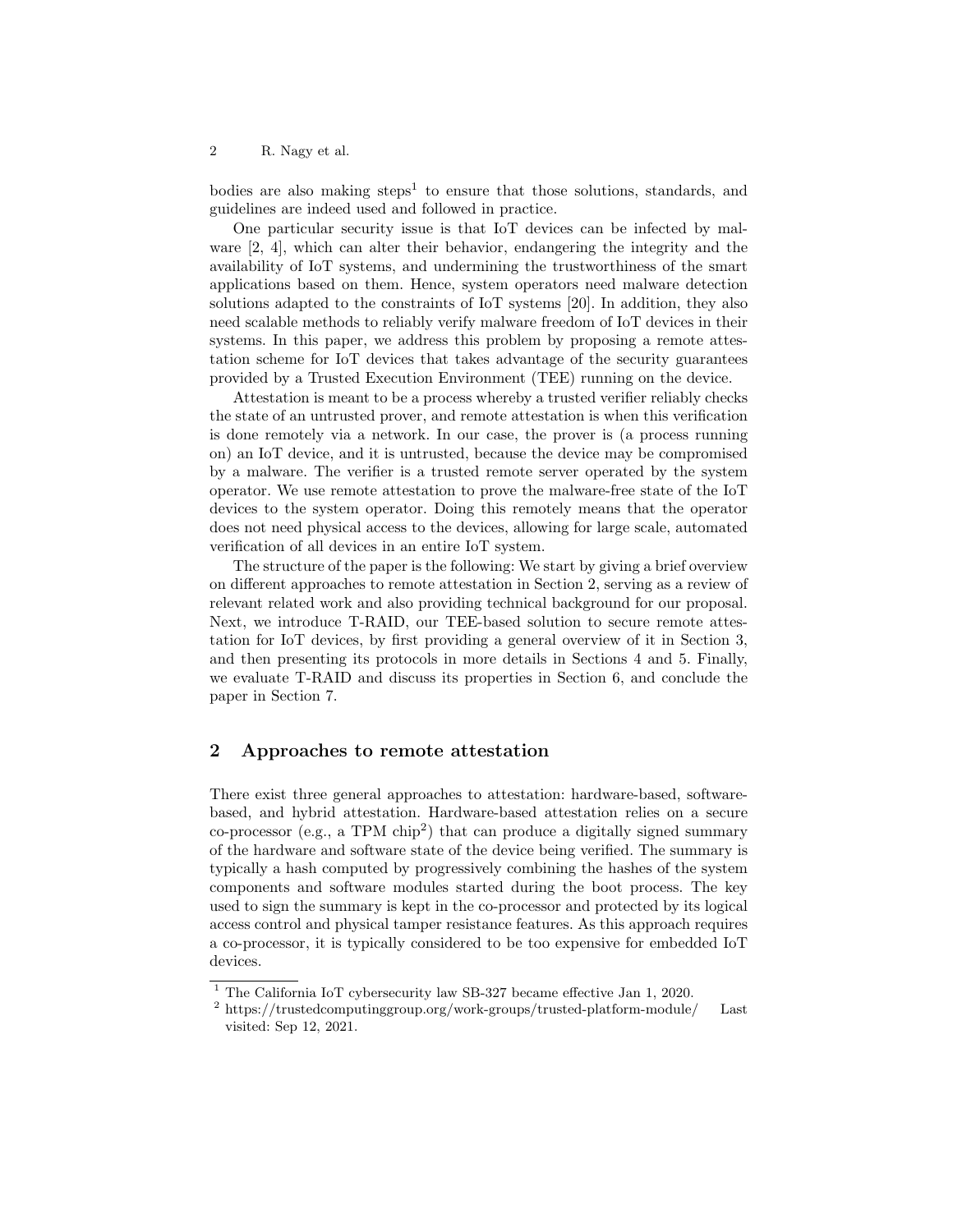bodies are also making steps[1] to ensure that those solutions, standards, and guidelines are indeed used and followed in practice.

One particular security issue is that IoT devices can be infected by malware [2, 4], which can alter their behavior, endangering the integrity and the availability of IoT systems, and undermining the trustworthiness of the smart applications based on them. Hence, system operators need malware detection solutions adapted to the constraints of IoT systems [20]. In addition, they also need scalable methods to reliably verify malware freedom of IoT devices in their systems. In this paper, we address this problem by proposing a remote attestation scheme for IoT devices that takes advantage of the security guarantees provided by a Trusted Execution Environment (TEE) running on the device.

Attestation is meant to be a process whereby a trusted verifier reliably checks the state of an untrusted prover, and remote attestation is when this verification is done remotely via a network. In our case, the prover is (a process running on) an IoT device, and it is untrusted, because the device may be compromised by a malware. The verifier is a trusted remote server operated by the system operator. We use remote attestation to prove the malware-free state of the IoT devices to the system operator. Doing this remotely means that the operator does not need physical access to the devices, allowing for large scale, automated verification of all devices in an entire IoT system.

The structure of the paper is the following: We start by giving a brief overview on different approaches to remote attestation in Section 2, serving as a review of relevant related work and also providing technical background for our proposal. Next, we introduce T-RAID, our TEE-based solution to secure remote attestation for IoT devices, by first providing a general overview of it in Section 3, and then presenting its protocols in more details in Sections 4 and 5. Finally, we evaluate T-RAID and discuss its properties in Section 6, and conclude the paper in Section 7.

## 2 Approaches to remote attestation

There exist three general approaches to attestation: hardware-based, software-based, and hybrid attestation. Hardware-based attestation relies on a secure co-processor (e.g., a TPM chip[2]) that can produce a digitally signed summary of the hardware and software state of the device being verified. The summary is typically a hash computed by progressively combining the hashes of the system components and software modules started during the boot process. The key used to sign the summary is kept in the co-processor and protected by its logical access control and physical tamper resistance features. As this approach requires a co-processor, it is typically considered to be too expensive for embedded IoT devices.

[1] The California IoT cybersecurity law SB-327 became effective Jan 1, 2020.

[2] https://trustedcomputinggroup.org/work-groups/trusted-platform-module/ Last visited: Sep 12, 2021.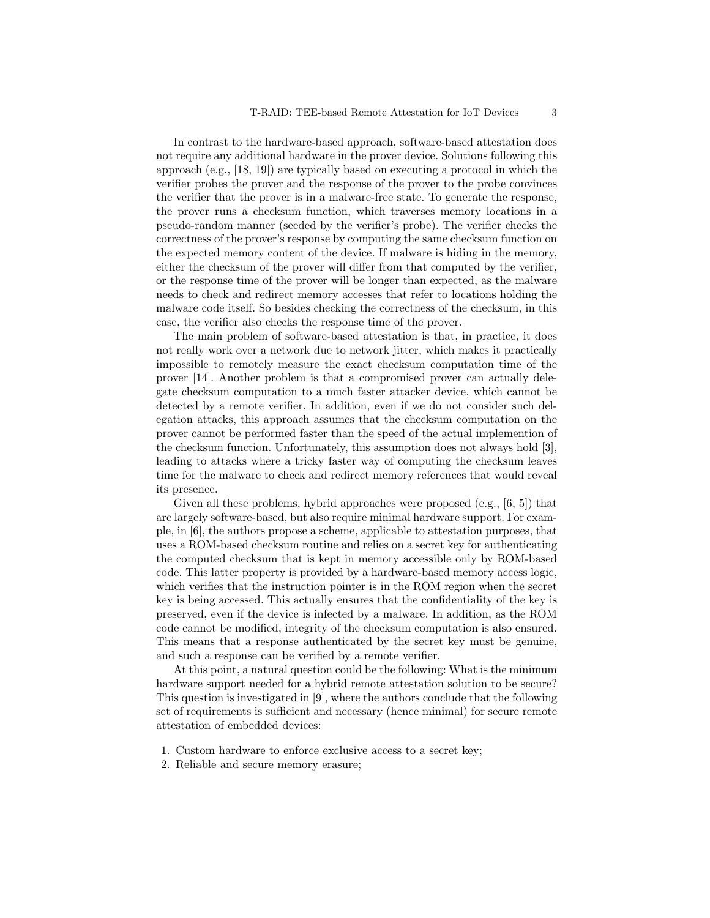In contrast to the hardware-based approach, software-based attestation does not require any additional hardware in the prover device. Solutions following this approach (e.g., [18, 19]) are typically based on executing a protocol in which the verifier probes the prover and the response of the prover to the probe convinces the verifier that the prover is in a malware-free state. To generate the response, the prover runs a checksum function, which traverses memory locations in a pseudo-random manner (seeded by the verifier's probe). The verifier checks the correctness of the prover's response by computing the same checksum function on the expected memory content of the device. If malware is hiding in the memory, either the checksum of the prover will differ from that computed by the verifier, or the response time of the prover will be longer than expected, as the malware needs to check and redirect memory accesses that refer to locations holding the malware code itself. So besides checking the correctness of the checksum, in this case, the verifier also checks the response time of the prover.

The main problem of software-based attestation is that, in practice, it does not really work over a network due to network jitter, which makes it practically impossible to remotely measure the exact checksum computation time of the prover [14]. Another problem is that a compromised prover can actually delegate checksum computation to a much faster attacker device, which cannot be detected by a remote verifier. In addition, even if we do not consider such delegation attacks, this approach assumes that the checksum computation on the prover cannot be performed faster than the speed of the actual implemention of the checksum function. Unfortunately, this assumption does not always hold [3], leading to attacks where a tricky faster way of computing the checksum leaves time for the malware to check and redirect memory references that would reveal its presence.

Given all these problems, hybrid approaches were proposed (e.g., [6, 5]) that are largely software-based, but also require minimal hardware support. For example, in [6], the authors propose a scheme, applicable to attestation purposes, that uses a ROM-based checksum routine and relies on a secret key for authenticating the computed checksum that is kept in memory accessible only by ROM-based code. This latter property is provided by a hardware-based memory access logic, which verifies that the instruction pointer is in the ROM region when the secret key is being accessed. This actually ensures that the confidentiality of the key is preserved, even if the device is infected by a malware. In addition, as the ROM code cannot be modified, integrity of the checksum computation is also ensured. This means that a response authenticated by the secret key must be genuine, and such a response can be verified by a remote verifier.

At this point, a natural question could be the following: What is the minimum hardware support needed for a hybrid remote attestation solution to be secure? This question is investigated in [9], where the authors conclude that the following set of requirements is sufficient and necessary (hence minimal) for secure remote attestation of embedded devices:

1. Custom hardware to enforce exclusive access to a secret key;
2. Reliable and secure memory erasure;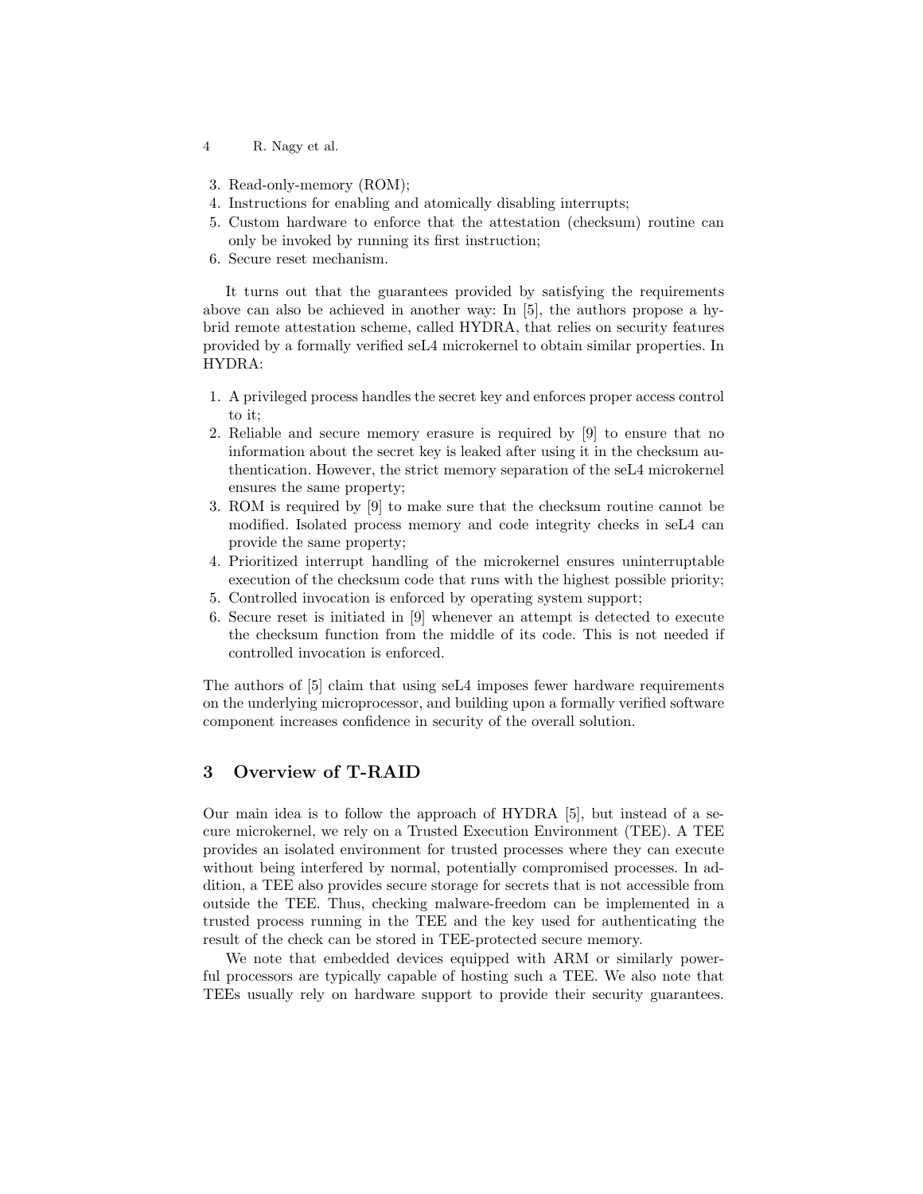3. Read-only-memory (ROM);
4. Instructions for enabling and atomically disabling interrupts;
5. Custom hardware to enforce that the attestation (checksum) routine can only be invoked by running its first instruction;
6. Secure reset mechanism.

It turns out that the guarantees provided by satisfying the requirements above can also be achieved in another way: In [5], the authors propose a hybrid remote attestation scheme, called HYDRA, that relies on security features provided by a formally verified seL4 microkernel to obtain similar properties. In HYDRA:

1. A privileged process handles the secret key and enforces proper access control to it;
2. Reliable and secure memory erasure is required by [9] to ensure that no information about the secret key is leaked after using it in the checksum authentication. However, the strict memory separation of the seL4 microkernel ensures the same property;
3. ROM is required by [9] to make sure that the checksum routine cannot be modified. Isolated process memory and code integrity checks in seL4 can provide the same property;
4. Prioritized interrupt handling of the microkernel ensures uninterruptable execution of the checksum code that runs with the highest possible priority;
5. Controlled invocation is enforced by operating system support;
6. Secure reset is initiated in [9] whenever an attempt is detected to execute the checksum function from the middle of its code. This is not needed if controlled invocation is enforced.

The authors of [5] claim that using seL4 imposes fewer hardware requirements on the underlying microprocessor, and building upon a formally verified software component increases confidence in security of the overall solution.

## 3 Overview of T-RAID

Our main idea is to follow the approach of HYDRA [5], but instead of a secure microkernel, we rely on a Trusted Execution Environment (TEE). A TEE provides an isolated environment for trusted processes where they can execute without being interfered by normal, potentially compromised processes. In addition, a TEE also provides secure storage for secrets that is not accessible from outside the TEE. Thus, checking malware-freedom can be implemented in a trusted process running in the TEE and the key used for authenticating the result of the check can be stored in TEE-protected secure memory.

We note that embedded devices equipped with ARM or similarly powerful processors are typically capable of hosting such a TEE. We also note that TEEs usually rely on hardware support to provide their security guarantees.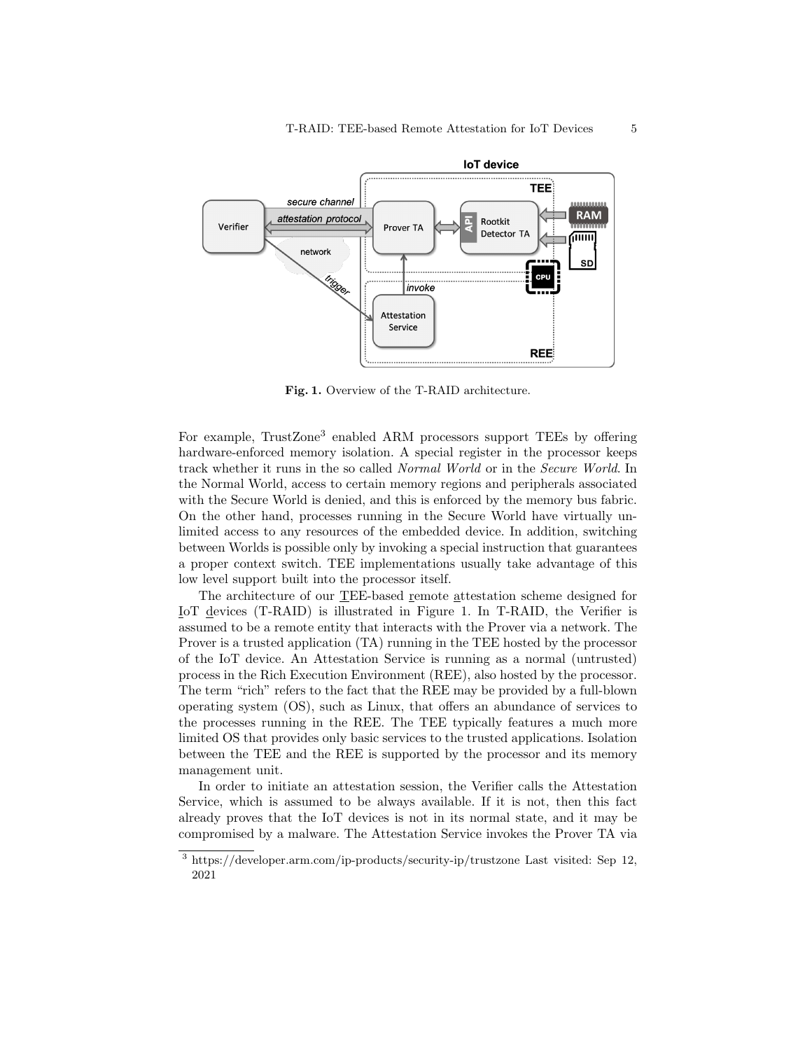Fig. 1. Overview of the T-RAID architecture.

For example, TrustZone[3] enabled ARM processors support TEEs by offering hardware-enforced memory isolation. A special register in the processor keeps track whether it runs in the so called *Normal World* or in the *Secure World*. In the Normal World, access to certain memory regions and peripherals associated with the Secure World is denied, and this is enforced by the memory bus fabric. On the other hand, processes running in the Secure World have virtually unlimited access to any resources of the embedded device. In addition, switching between Worlds is possible only by invoking a special instruction that guarantees a proper context switch. TEE implementations usually take advantage of this low level support built into the processor itself.

The architecture of our TEE-based remote attestation scheme designed for IoT devices (T-RAID) is illustrated in Figure 1. In T-RAID, the Verifier is assumed to be a remote entity that interacts with the Prover via a network. The Prover is a trusted application (TA) running in the TEE hosted by the processor of the IoT device. An Attestation Service is running as a normal (untrusted) process in the Rich Execution Environment (REE), also hosted by the processor. The term "rich" refers to the fact that the REE may be provided by a full-blown operating system (OS), such as Linux, that offers an abundance of services to the processes running in the REE. The TEE typically features a much more limited OS that provides only basic services to the trusted applications. Isolation between the TEE and the REE is supported by the processor and its memory management unit.

In order to initiate an attestation session, the Verifier calls the Attestation Service, which is assumed to be always available. If it is not, then this fact already proves that the IoT devices is not in its normal state, and it may be compromised by a malware. The Attestation Service invokes the Prover TA via

[3] https://developer.arm.com/ip-products/security-ip/trustzone Last visited: Sep 12, 2021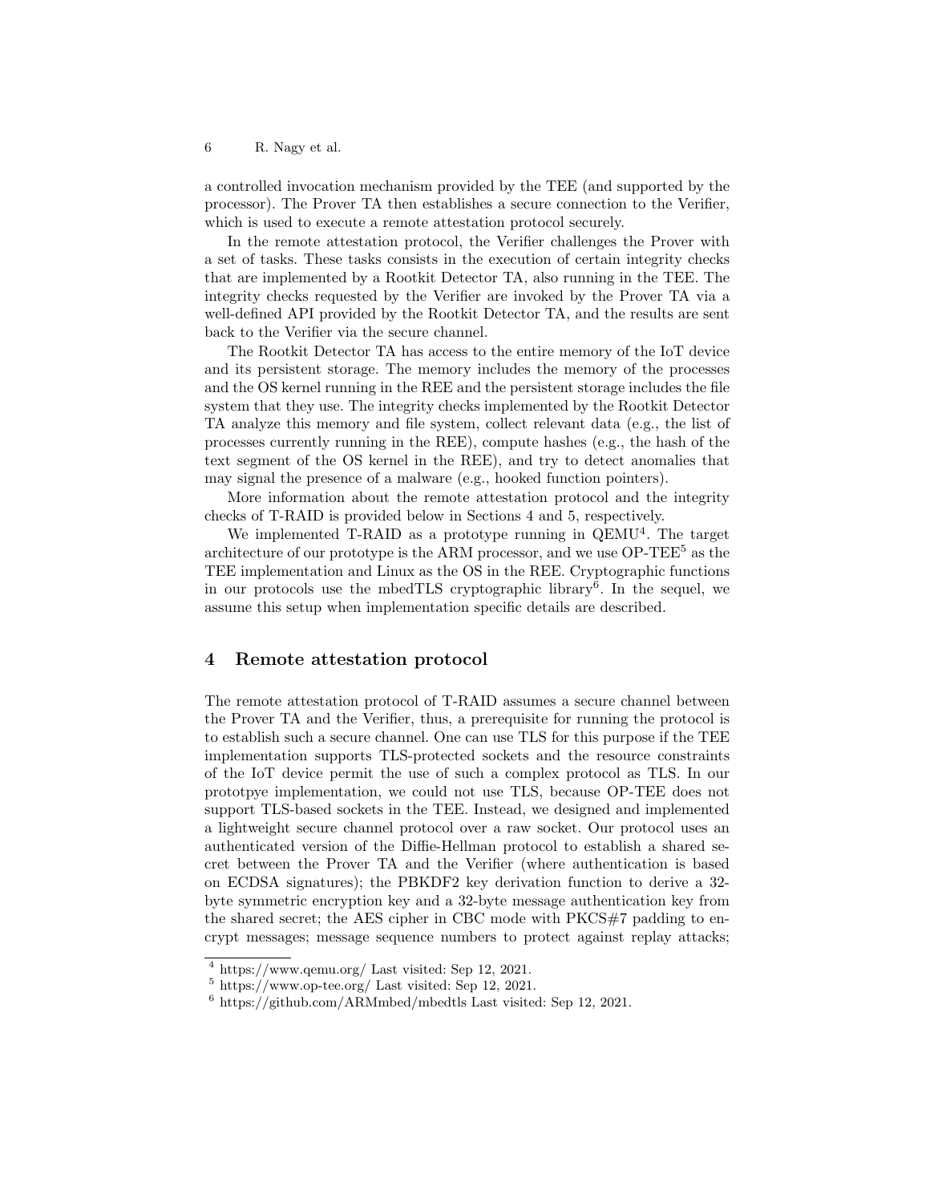a controlled invocation mechanism provided by the TEE (and supported by the processor). The Prover TA then establishes a secure connection to the Verifier, which is used to execute a remote attestation protocol securely.

In the remote attestation protocol, the Verifier challenges the Prover with a set of tasks. These tasks consists in the execution of certain integrity checks that are implemented by a Rootkit Detector TA, also running in the TEE. The integrity checks requested by the Verifier are invoked by the Prover TA via a well-defined API provided by the Rootkit Detector TA, and the results are sent back to the Verifier via the secure channel.

The Rootkit Detector TA has access to the entire memory of the IoT device and its persistent storage. The memory includes the memory of the processes and the OS kernel running in the REE and the persistent storage includes the file system that they use. The integrity checks implemented by the Rootkit Detector TA analyze this memory and file system, collect relevant data (e.g., the list of processes currently running in the REE), compute hashes (e.g., the hash of the text segment of the OS kernel in the REE), and try to detect anomalies that may signal the presence of a malware (e.g., hooked function pointers).

More information about the remote attestation protocol and the integrity checks of T-RAID is provided below in Sections 4 and 5, respectively.

We implemented T-RAID as a prototype running in QEMU[4]. The target architecture of our prototype is the ARM processor, and we use OP-TEE[5] as the TEE implementation and Linux as the OS in the REE. Cryptographic functions in our protocols use the mbedTLS cryptographic library[6]. In the sequel, we assume this setup when implementation specific details are described.

## 4 Remote attestation protocol

The remote attestation protocol of T-RAID assumes a secure channel between the Prover TA and the Verifier, thus, a prerequisite for running the protocol is to establish such a secure channel. One can use TLS for this purpose if the TEE implementation supports TLS-protected sockets and the resource constraints of the IoT device permit the use of such a complex protocol as TLS. In our prototpye implementation, we could not use TLS, because OP-TEE does not support TLS-based sockets in the TEE. Instead, we designed and implemented a lightweight secure channel protocol over a raw socket. Our protocol uses an authenticated version of the Diffie-Hellman protocol to establish a shared secret between the Prover TA and the Verifier (where authentication is based on ECDSA signatures); the PBKDF2 key derivation function to derive a 32-byte symmetric encryption key and a 32-byte message authentication key from the shared secret; the AES cipher in CBC mode with PKCS#7 padding to encrypt messages; message sequence numbers to protect against replay attacks;

[4] https://www.qemu.org/ Last visited: Sep 12, 2021.

[5] https://www.op-tee.org/ Last visited: Sep 12, 2021.

[6] https://github.com/ARMmbed/mbedtls Last visited: Sep 12, 2021.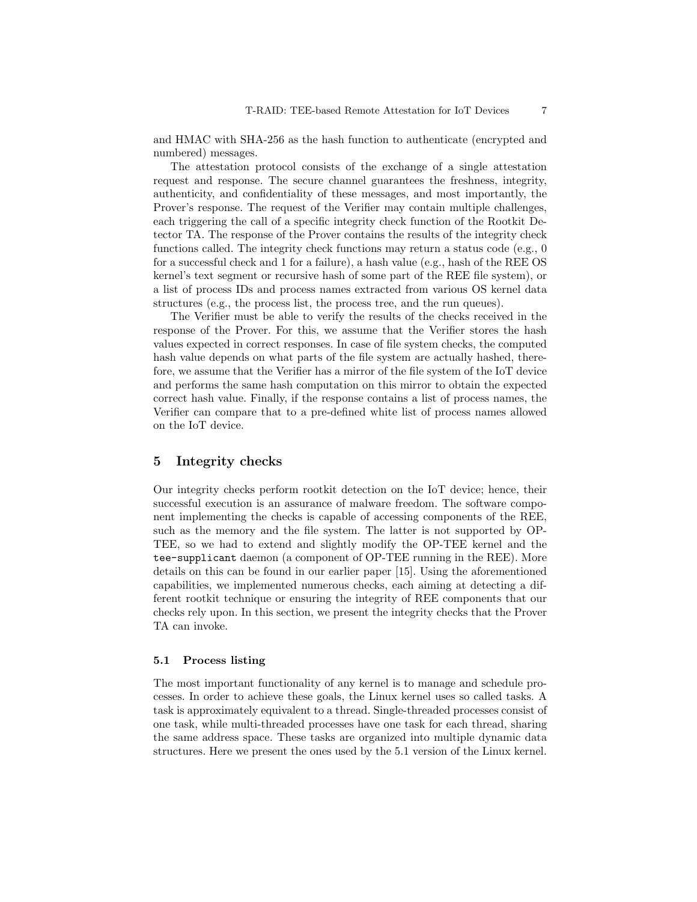and HMAC with SHA-256 as the hash function to authenticate (encrypted and numbered) messages.

The attestation protocol consists of the exchange of a single attestation request and response. The secure channel guarantees the freshness, integrity, authenticity, and confidentiality of these messages, and most importantly, the Prover's response. The request of the Verifier may contain multiple challenges, each triggering the call of a specific integrity check function of the Rootkit Detector TA. The response of the Prover contains the results of the integrity check functions called. The integrity check functions may return a status code (e.g., 0 for a successful check and 1 for a failure), a hash value (e.g., hash of the REE OS kernel's text segment or recursive hash of some part of the REE file system), or a list of process IDs and process names extracted from various OS kernel data structures (e.g., the process list, the process tree, and the run queues).

The Verifier must be able to verify the results of the checks received in the response of the Prover. For this, we assume that the Verifier stores the hash values expected in correct responses. In case of file system checks, the computed hash value depends on what parts of the file system are actually hashed, therefore, we assume that the Verifier has a mirror of the file system of the IoT device and performs the same hash computation on this mirror to obtain the expected correct hash value. Finally, if the response contains a list of process names, the Verifier can compare that to a pre-defined white list of process names allowed on the IoT device.

## 5 Integrity checks

Our integrity checks perform rootkit detection on the IoT device; hence, their successful execution is an assurance of malware freedom. The software component implementing the checks is capable of accessing components of the REE, such as the memory and the file system. The latter is not supported by OP-TEE, so we had to extend and slightly modify the OP-TEE kernel and the `tee-supplicant` daemon (a component of OP-TEE running in the REE). More details on this can be found in our earlier paper [15]. Using the aforementioned capabilities, we implemented numerous checks, each aiming at detecting a different rootkit technique or ensuring the integrity of REE components that our checks rely upon. In this section, we present the integrity checks that the Prover TA can invoke.

### 5.1 Process listing

The most important functionality of any kernel is to manage and schedule processes. In order to achieve these goals, the Linux kernel uses so called tasks. A task is approximately equivalent to a thread. Single-threaded processes consist of one task, while multi-threaded processes have one task for each thread, sharing the same address space. These tasks are organized into multiple dynamic data structures. Here we present the ones used by the 5.1 version of the Linux kernel.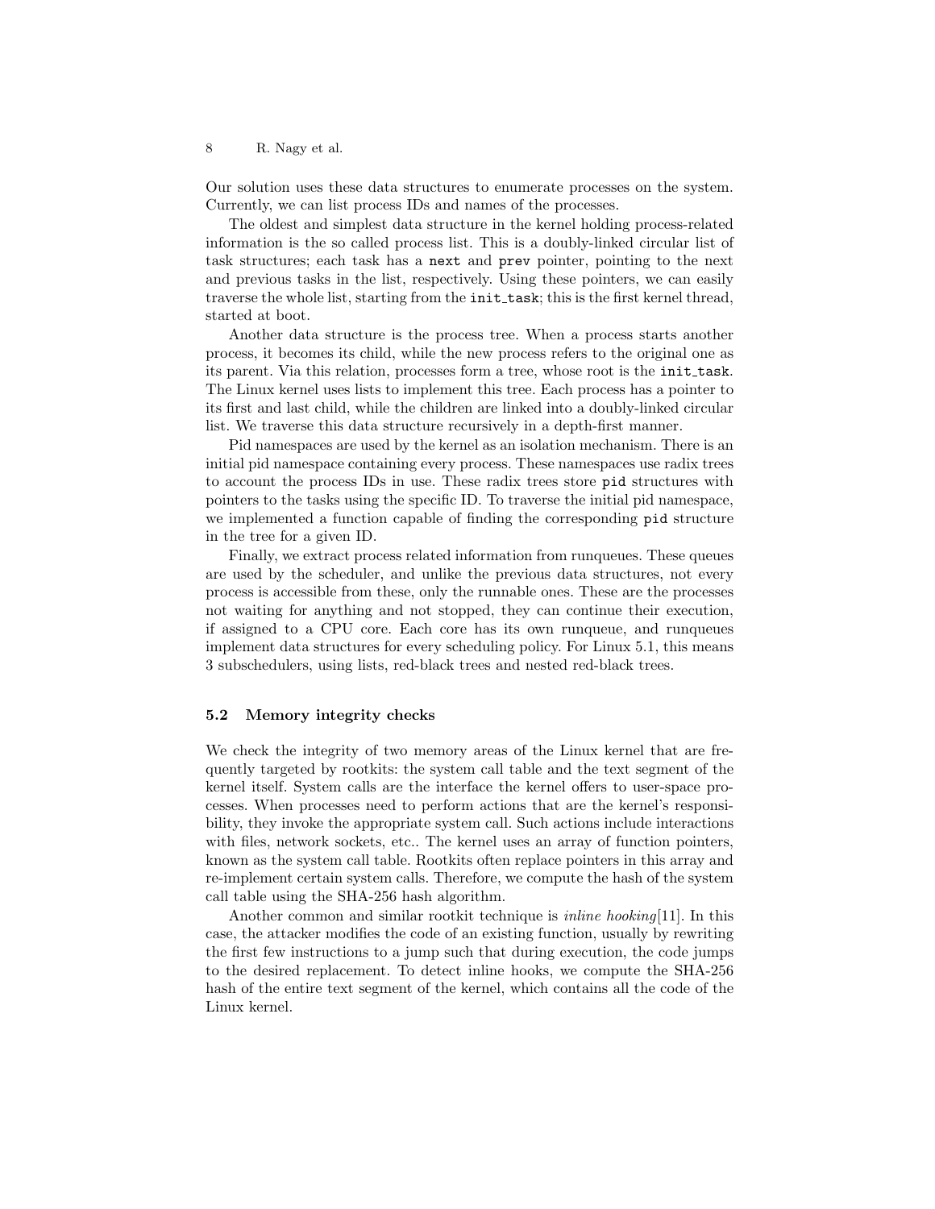Our solution uses these data structures to enumerate processes on the system. Currently, we can list process IDs and names of the processes.

The oldest and simplest data structure in the kernel holding process-related information is the so called process list. This is a doubly-linked circular list of task structures; each task has a `next` and `prev` pointer, pointing to the next and previous tasks in the list, respectively. Using these pointers, we can easily traverse the whole list, starting from the `init_task`; this is the first kernel thread, started at boot.

Another data structure is the process tree. When a process starts another process, it becomes its child, while the new process refers to the original one as its parent. Via this relation, processes form a tree, whose root is the `init_task`. The Linux kernel uses lists to implement this tree. Each process has a pointer to its first and last child, while the children are linked into a doubly-linked circular list. We traverse this data structure recursively in a depth-first manner.

Pid namespaces are used by the kernel as an isolation mechanism. There is an initial pid namespace containing every process. These namespaces use radix trees to account the process IDs in use. These radix trees store `pid` structures with pointers to the tasks using the specific ID. To traverse the initial pid namespace, we implemented a function capable of finding the corresponding `pid` structure in the tree for a given ID.

Finally, we extract process related information from runqueues. These queues are used by the scheduler, and unlike the previous data structures, not every process is accessible from these, only the runnable ones. These are the processes not waiting for anything and not stopped, they can continue their execution, if assigned to a CPU core. Each core has its own runqueue, and runqueues implement data structures for every scheduling policy. For Linux 5.1, this means 3 subschedulers, using lists, red-black trees and nested red-black trees.

### 5.2 Memory integrity checks

We check the integrity of two memory areas of the Linux kernel that are frequently targeted by rootkits: the system call table and the text segment of the kernel itself. System calls are the interface the kernel offers to user-space processes. When processes need to perform actions that are the kernel's responsibility, they invoke the appropriate system call. Such actions include interactions with files, network sockets, etc.. The kernel uses an array of function pointers, known as the system call table. Rootkits often replace pointers in this array and re-implement certain system calls. Therefore, we compute the hash of the system call table using the SHA-256 hash algorithm.

Another common and similar rootkit technique is *inline hooking*[11]. In this case, the attacker modifies the code of an existing function, usually by rewriting the first few instructions to a jump such that during execution, the code jumps to the desired replacement. To detect inline hooks, we compute the SHA-256 hash of the entire text segment of the kernel, which contains all the code of the Linux kernel.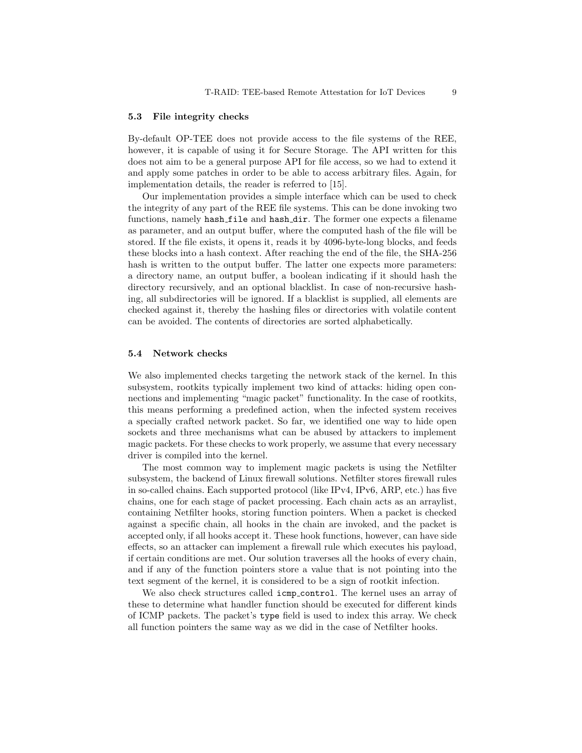### 5.3 File integrity checks

By-default OP-TEE does not provide access to the file systems of the REE, however, it is capable of using it for Secure Storage. The API written for this does not aim to be a general purpose API for file access, so we had to extend it and apply some patches in order to be able to access arbitrary files. Again, for implementation details, the reader is referred to [15].

Our implementation provides a simple interface which can be used to check the integrity of any part of the REE file systems. This can be done invoking two functions, namely `hash_file` and `hash_dir`. The former one expects a filename as parameter, and an output buffer, where the computed hash of the file will be stored. If the file exists, it opens it, reads it by 4096-byte-long blocks, and feeds these blocks into a hash context. After reaching the end of the file, the SHA-256 hash is written to the output buffer. The latter one expects more parameters: a directory name, an output buffer, a boolean indicating if it should hash the directory recursively, and an optional blacklist. In case of non-recursive hashing, all subdirectories will be ignored. If a blacklist is supplied, all elements are checked against it, thereby the hashing files or directories with volatile content can be avoided. The contents of directories are sorted alphabetically.

### 5.4 Network checks

We also implemented checks targeting the network stack of the kernel. In this subsystem, rootkits typically implement two kind of attacks: hiding open connections and implementing "magic packet" functionality. In the case of rootkits, this means performing a predefined action, when the infected system receives a specially crafted network packet. So far, we identified one way to hide open sockets and three mechanisms what can be abused by attackers to implement magic packets. For these checks to work properly, we assume that every necessary driver is compiled into the kernel.

The most common way to implement magic packets is using the Netfilter subsystem, the backend of Linux firewall solutions. Netfilter stores firewall rules in so-called chains. Each supported protocol (like IPv4, IPv6, ARP, etc.) has five chains, one for each stage of packet processing. Each chain acts as an arraylist, containing Netfilter hooks, storing function pointers. When a packet is checked against a specific chain, all hooks in the chain are invoked, and the packet is accepted only, if all hooks accept it. These hook functions, however, can have side effects, so an attacker can implement a firewall rule which executes his payload, if certain conditions are met. Our solution traverses all the hooks of every chain, and if any of the function pointers store a value that is not pointing into the text segment of the kernel, it is considered to be a sign of rootkit infection.

We also check structures called `icmp_control`. The kernel uses an array of these to determine what handler function should be executed for different kinds of ICMP packets. The packet's `type` field is used to index this array. We check all function pointers the same way as we did in the case of Netfilter hooks.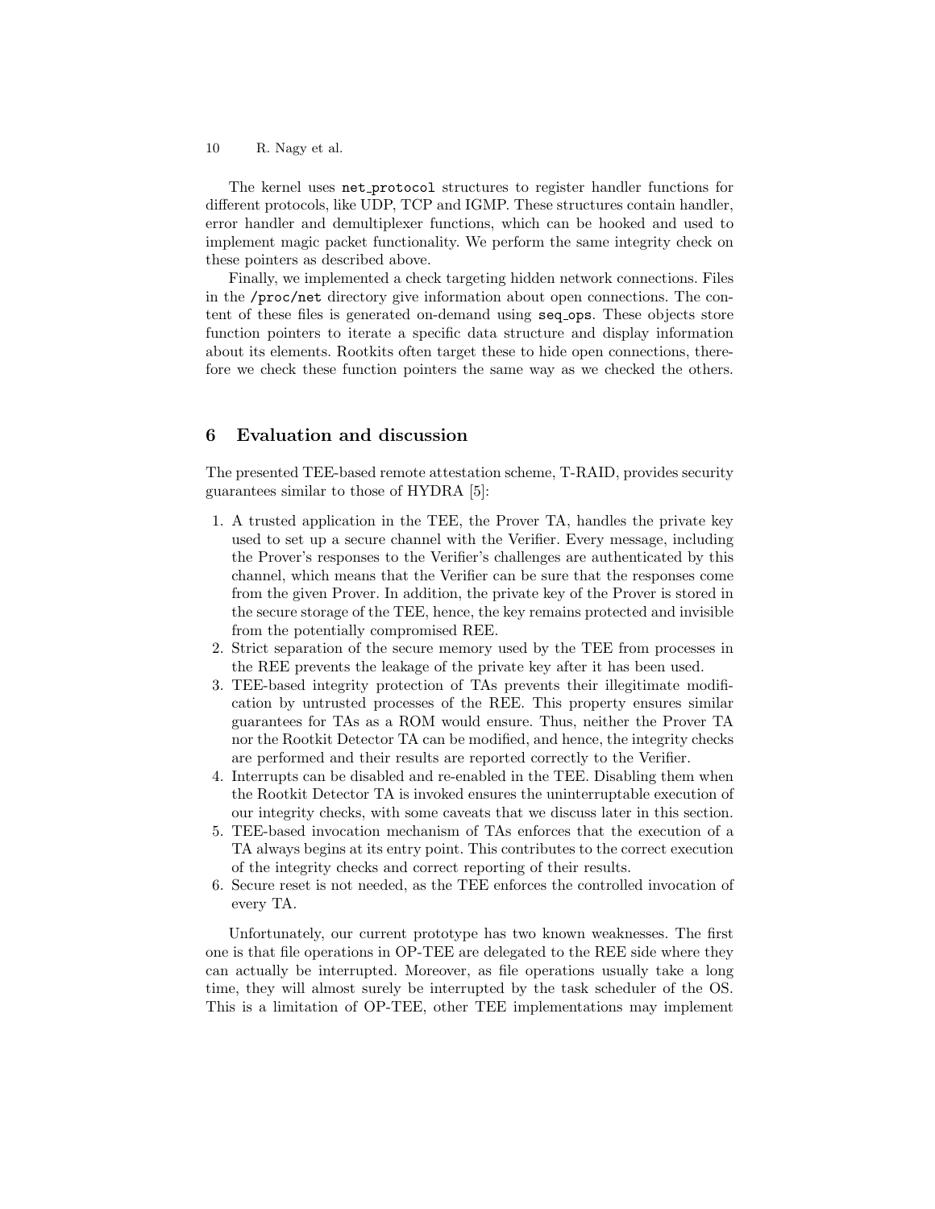The kernel uses `net_protocol` structures to register handler functions for different protocols, like UDP, TCP and IGMP. These structures contain handler, error handler and demultiplexer functions, which can be hooked and used to implement magic packet functionality. We perform the same integrity check on these pointers as described above.

Finally, we implemented a check targeting hidden network connections. Files in the `/proc/net` directory give information about open connections. The content of these files is generated on-demand using `seq_ops`. These objects store function pointers to iterate a specific data structure and display information about its elements. Rootkits often target these to hide open connections, therefore we check these function pointers the same way as we checked the others.

## 6 Evaluation and discussion

The presented TEE-based remote attestation scheme, T-RAID, provides security guarantees similar to those of HYDRA [5]:

1. A trusted application in the TEE, the Prover TA, handles the private key used to set up a secure channel with the Verifier. Every message, including the Prover's responses to the Verifier's challenges are authenticated by this channel, which means that the Verifier can be sure that the responses come from the given Prover. In addition, the private key of the Prover is stored in the secure storage of the TEE, hence, the key remains protected and invisible from the potentially compromised REE.
2. Strict separation of the secure memory used by the TEE from processes in the REE prevents the leakage of the private key after it has been used.
3. TEE-based integrity protection of TAs prevents their illegitimate modification by untrusted processes of the REE. This property ensures similar guarantees for TAs as a ROM would ensure. Thus, neither the Prover TA nor the Rootkit Detector TA can be modified, and hence, the integrity checks are performed and their results are reported correctly to the Verifier.
4. Interrupts can be disabled and re-enabled in the TEE. Disabling them when the Rootkit Detector TA is invoked ensures the uninterruptable execution of our integrity checks, with some caveats that we discuss later in this section.
5. TEE-based invocation mechanism of TAs enforces that the execution of a TA always begins at its entry point. This contributes to the correct execution of the integrity checks and correct reporting of their results.
6. Secure reset is not needed, as the TEE enforces the controlled invocation of every TA.

Unfortunately, our current prototype has two known weaknesses. The first one is that file operations in OP-TEE are delegated to the REE side where they can actually be interrupted. Moreover, as file operations usually take a long time, they will almost surely be interrupted by the task scheduler of the OS. This is a limitation of OP-TEE, other TEE implementations may implement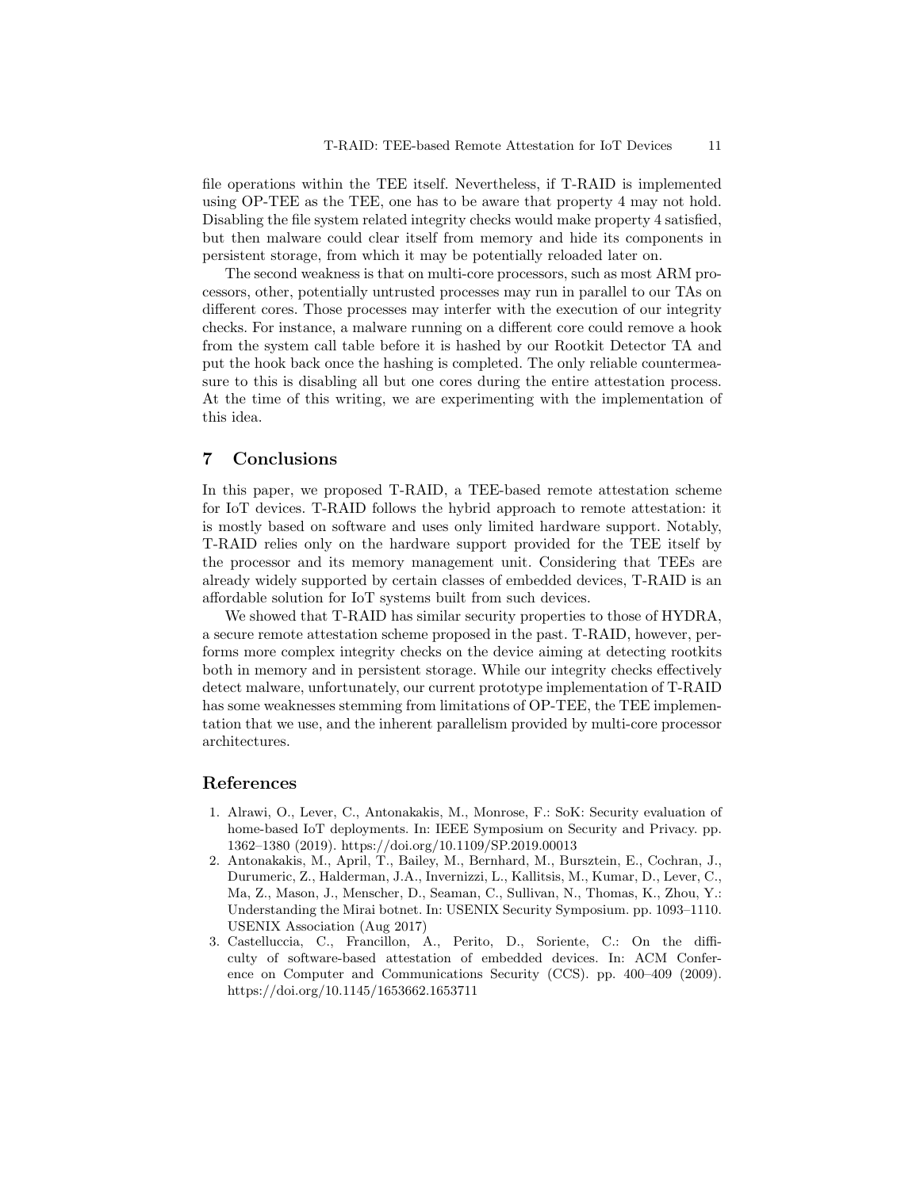file operations within the TEE itself. Nevertheless, if T-RAID is implemented using OP-TEE as the TEE, one has to be aware that property 4 may not hold. Disabling the file system related integrity checks would make property 4 satisfied, but then malware could clear itself from memory and hide its components in persistent storage, from which it may be potentially reloaded later on.

The second weakness is that on multi-core processors, such as most ARM processors, other, potentially untrusted processes may run in parallel to our TAs on different cores. Those processes may interfer with the execution of our integrity checks. For instance, a malware running on a different core could remove a hook from the system call table before it is hashed by our Rootkit Detector TA and put the hook back once the hashing is completed. The only reliable countermeasure to this is disabling all but one cores during the entire attestation process. At the time of this writing, we are experimenting with the implementation of this idea.

## 7 Conclusions

In this paper, we proposed T-RAID, a TEE-based remote attestation scheme for IoT devices. T-RAID follows the hybrid approach to remote attestation: it is mostly based on software and uses only limited hardware support. Notably, T-RAID relies only on the hardware support provided for the TEE itself by the processor and its memory management unit. Considering that TEEs are already widely supported by certain classes of embedded devices, T-RAID is an affordable solution for IoT systems built from such devices.

We showed that T-RAID has similar security properties to those of HYDRA, a secure remote attestation scheme proposed in the past. T-RAID, however, performs more complex integrity checks on the device aiming at detecting rootkits both in memory and in persistent storage. While our integrity checks effectively detect malware, unfortunately, our current prototype implementation of T-RAID has some weaknesses stemming from limitations of OP-TEE, the TEE implementation that we use, and the inherent parallelism provided by multi-core processor architectures.

## References

1. Alrawi, O., Lever, C., Antonakakis, M., Monrose, F.: SoK: Security evaluation of home-based IoT deployments. In: IEEE Symposium on Security and Privacy. pp. 1362–1380 (2019). https://doi.org/10.1109/SP.2019.00013
2. Antonakakis, M., April, T., Bailey, M., Bernhard, M., Bursztein, E., Cochran, J., Durumeric, Z., Halderman, J.A., Invernizzi, L., Kallitsis, M., Kumar, D., Lever, C., Ma, Z., Mason, J., Menscher, D., Seaman, C., Sullivan, N., Thomas, K., Zhou, Y.: Understanding the Mirai botnet. In: USENIX Security Symposium. pp. 1093–1110. USENIX Association (Aug 2017)
3. Castelluccia, C., Francillon, A., Perito, D., Soriente, C.: On the difficulty of software-based attestation of embedded devices. In: ACM Conference on Computer and Communications Security (CCS). pp. 400–409 (2009). https://doi.org/10.1145/1653662.1653711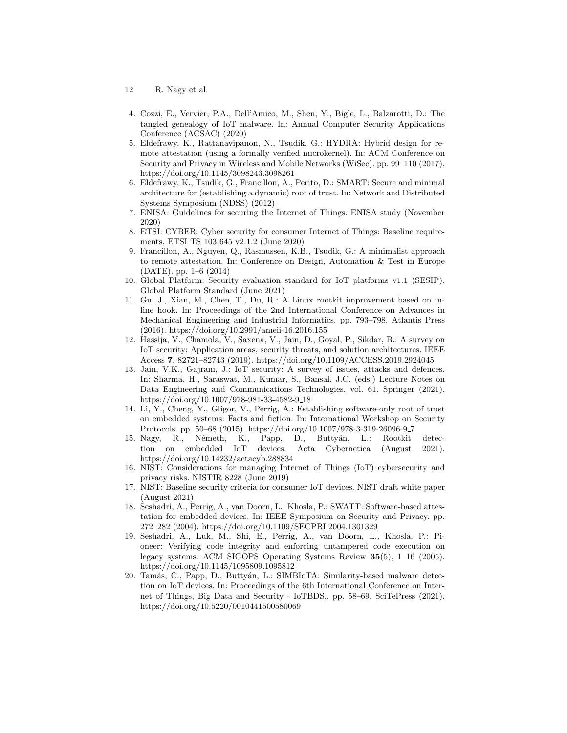4. Cozzi, E., Vervier, P.A., Dell'Amico, M., Shen, Y., Bigle, L., Balzarotti, D.: The tangled genealogy of IoT malware. In: Annual Computer Security Applications Conference (ACSAC) (2020)
5. Eldefrawy, K., Rattanavipanon, N., Tsudik, G.: HYDRA: Hybrid design for remote attestation (using a formally verified microkernel). In: ACM Conference on Security and Privacy in Wireless and Mobile Networks (WiSec). pp. 99–110 (2017). https://doi.org/10.1145/3098243.3098261
6. Eldefrawy, K., Tsudik, G., Francillon, A., Perito, D.: SMART: Secure and minimal architecture for (establishing a dynamic) root of trust. In: Network and Distributed Systems Symposium (NDSS) (2012)
7. ENISA: Guidelines for securing the Internet of Things. ENISA study (November 2020)
8. ETSI: CYBER; Cyber security for consumer Internet of Things: Baseline requirements. ETSI TS 103 645 v2.1.2 (June 2020)
9. Francillon, A., Nguyen, Q., Rasmussen, K.B., Tsudik, G.: A minimalist approach to remote attestation. In: Conference on Design, Automation & Test in Europe (DATE). pp. 1–6 (2014)
10. Global Platform: Security evaluation standard for IoT platforms v1.1 (SESIP). Global Platform Standard (June 2021)
11. Gu, J., Xian, M., Chen, T., Du, R.: A Linux rootkit improvement based on inline hook. In: Proceedings of the 2nd International Conference on Advances in Mechanical Engineering and Industrial Informatics. pp. 793–798. Atlantis Press (2016). https://doi.org/10.2991/ameii-16.2016.155
12. Hassija, V., Chamola, V., Saxena, V., Jain, D., Goyal, P., Sikdar, B.: A survey on IoT security: Application areas, security threats, and solution architectures. IEEE Access **7**, 82721–82743 (2019). https://doi.org/10.1109/ACCESS.2019.2924045
13. Jain, V.K., Gajrani, J.: IoT security: A survey of issues, attacks and defences. In: Sharma, H., Saraswat, M., Kumar, S., Bansal, J.C. (eds.) Lecture Notes on Data Engineering and Communications Technologies. vol. 61. Springer (2021). https://doi.org/10.1007/978-981-33-4582-9_18
14. Li, Y., Cheng, Y., Gligor, V., Perrig, A.: Establishing software-only root of trust on embedded systems: Facts and fiction. In: International Workshop on Security Protocols. pp. 50–68 (2015). https://doi.org/10.1007/978-3-319-26096-9_7
15. Nagy, R., Németh, K., Papp, D., Buttyán, L.: Rootkit detection on embedded IoT devices. Acta Cybernetica (August 2021). https://doi.org/10.14232/actacyb.288834
16. NIST: Considerations for managing Internet of Things (IoT) cybersecurity and privacy risks. NISTIR 8228 (June 2019)
17. NIST: Baseline security criteria for consumer IoT devices. NIST draft white paper (August 2021)
18. Seshadri, A., Perrig, A., van Doorn, L., Khosla, P.: SWATT: Software-based attestation for embedded devices. In: IEEE Symposium on Security and Privacy. pp. 272–282 (2004). https://doi.org/10.1109/SECPRI.2004.1301329
19. Seshadri, A., Luk, M., Shi, E., Perrig, A., van Doorn, L., Khosla, P.: Pioneer: Verifying code integrity and enforcing untampered code execution on legacy systems. ACM SIGOPS Operating Systems Review **35**(5), 1–16 (2005). https://doi.org/10.1145/1095809.1095812
20. Tamás, C., Papp, D., Buttyán, L.: SIMBIoTA: Similarity-based malware detection on IoT devices. In: Proceedings of the 6th International Conference on Internet of Things, Big Data and Security - IoTBDS,. pp. 58–69. SciTePress (2021). https://doi.org/10.5220/0010441500580069